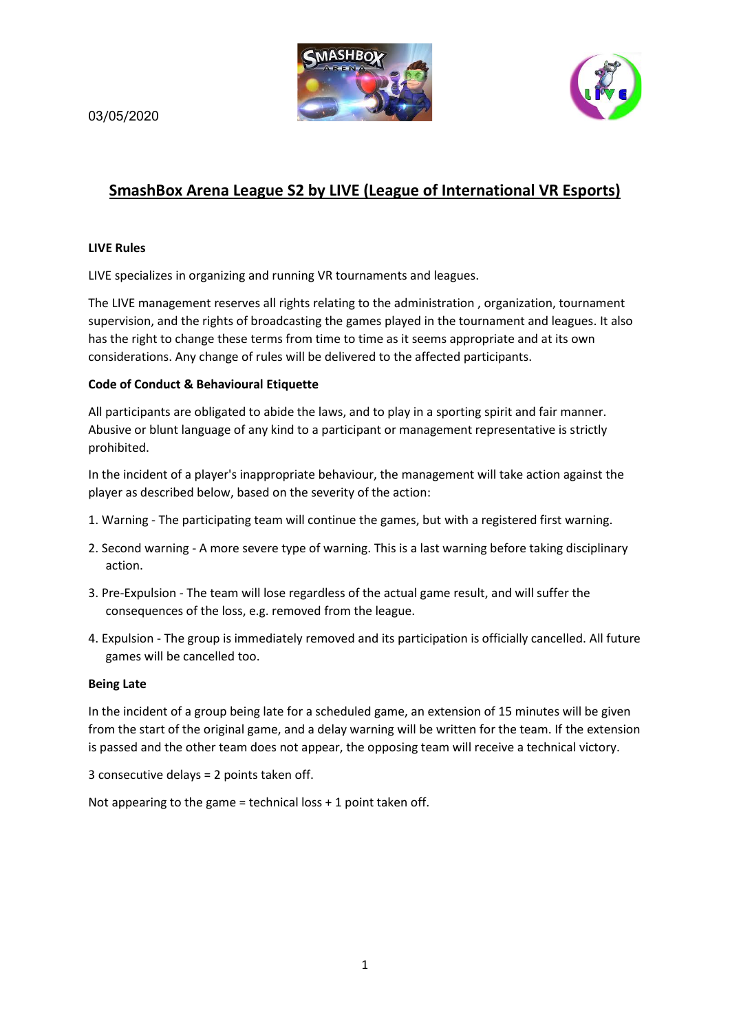03/05/2020

# SmashBox Arena League S2 by LIVE (League of International VR Esports)

**LIVE Rules**

LIVE specializes in organizing and running VR tournaments and leagues.

The LIVE management reserves all rights relating to the administration , organization, tournament supervision, and the rights of broadcasting the games played in the tournament and leagues. It also has the right to change these terms from time to time as it seems appropriate and at its own considerations. Any change of rules will be delivered to the affected participants.

**Code of Conduct & Behavioural Etiquette**

All participants are obligated to abide the laws, and to play in a sporting spirit and fair manner. Abusive or blunt language of any kind to a participant or management representative is strictly prohibited.

In the incident of a player's inappropriate behaviour, the management will take action against the player as described below, based on the severity of the action:

1. Warning - The participating team will continue the games, but with a registered first warning.
2. Second warning - A more severe type of warning. This is a last warning before taking disciplinary action.
3. Pre-Expulsion - The team will lose regardless of the actual game result, and will suffer the consequences of the loss, e.g. removed from the league.
4. Expulsion - The group is immediately removed and its participation is officially cancelled. All future games will be cancelled too.

**Being Late**

In the incident of a group being late for a scheduled game, an extension of 15 minutes will be given from the start of the original game, and a delay warning will be written for the team. If the extension is passed and the other team does not appear, the opposing team will receive a technical victory.

3 consecutive delays = 2 points taken off.

Not appearing to the game = technical loss + 1 point taken off.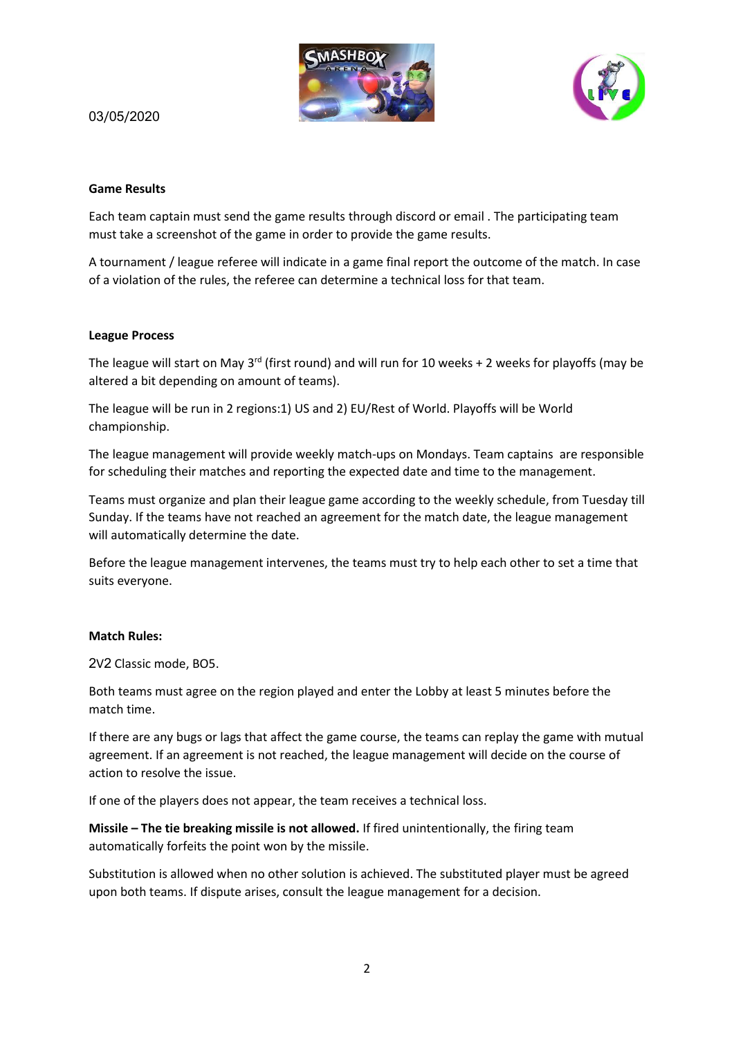03/05/2020

**Game Results**

Each team captain must send the game results through discord or email . The participating team must take a screenshot of the game in order to provide the game results.

A tournament / league referee will indicate in a game final report the outcome of the match. In case of a violation of the rules, the referee can determine a technical loss for that team.

**League Process**

The league will start on May 3rd (first round) and will run for 10 weeks + 2 weeks for playoffs (may be altered a bit depending on amount of teams).

The league will be run in 2 regions:1) US and 2) EU/Rest of World. Playoffs will be World championship.

The league management will provide weekly match-ups on Mondays. Team captains are responsible for scheduling their matches and reporting the expected date and time to the management.

Teams must organize and plan their league game according to the weekly schedule, from Tuesday till Sunday. If the teams have not reached an agreement for the match date, the league management will automatically determine the date.

Before the league management intervenes, the teams must try to help each other to set a time that suits everyone.

**Match Rules:**

2V2 Classic mode, BO5.

Both teams must agree on the region played and enter the Lobby at least 5 minutes before the match time.

If there are any bugs or lags that affect the game course, the teams can replay the game with mutual agreement. If an agreement is not reached, the league management will decide on the course of action to resolve the issue.

If one of the players does not appear, the team receives a technical loss.

**Missile – The tie breaking missile is not allowed.** If fired unintentionally, the firing team automatically forfeits the point won by the missile.

Substitution is allowed when no other solution is achieved. The substituted player must be agreed upon both teams. If dispute arises, consult the league management for a decision.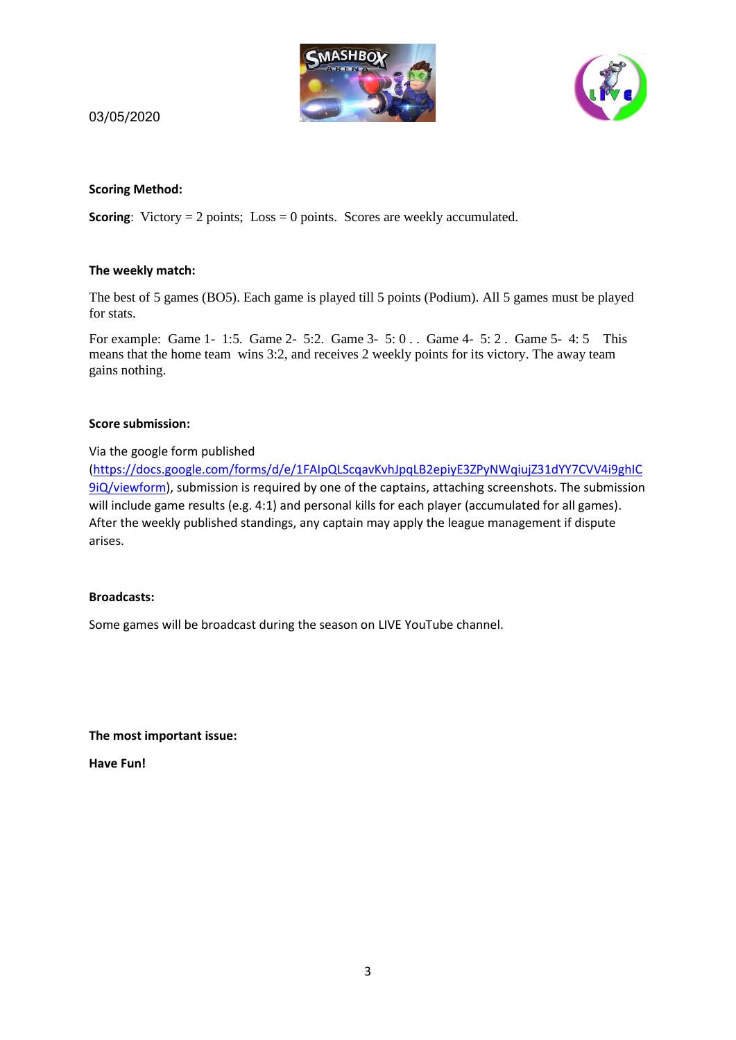03/05/2020

**Scoring Method:**

**Scoring**: Victory = 2 points; Loss = 0 points. Scores are weekly accumulated.

**The weekly match:**

The best of 5 games (BO5). Each game is played till 5 points (Podium). All 5 games must be played for stats.

For example: Game 1- 1:5. Game 2- 5:2. Game 3- 5: 0 . . Game 4- 5: 2 . Game 5- 4: 5 This means that the home team wins 3:2, and receives 2 weekly points for its victory. The away team gains nothing.

**Score submission:**

Via the google form published (https://docs.google.com/forms/d/e/1FAIpQLScqavKvhJpqLB2epiyE3ZPyNWqiujZ31dYY7CVV4i9ghIC9iQ/viewform), submission is required by one of the captains, attaching screenshots. The submission will include game results (e.g. 4:1) and personal kills for each player (accumulated for all games). After the weekly published standings, any captain may apply the league management if dispute arises.

**Broadcasts:**

Some games will be broadcast during the season on LIVE YouTube channel.

**The most important issue:**

**Have Fun!**